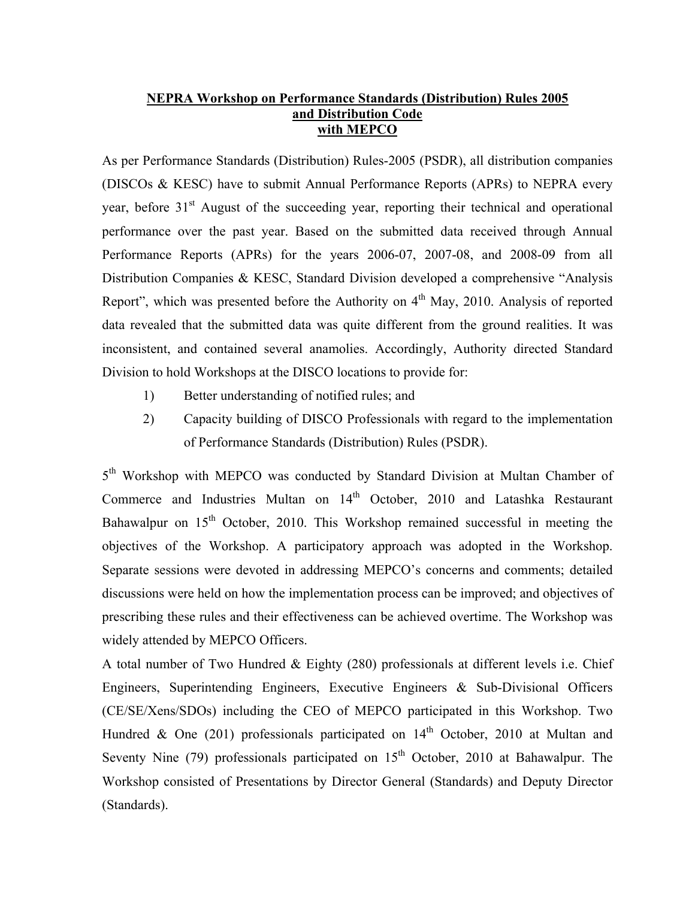# NEPRA Workshop on Performance Standards (Distribution) Rules 2005 and Distribution Code with MEPCO

As per Performance Standards (Distribution) Rules-2005 (PSDR), all distribution companies (DISCOs & KESC) have to submit Annual Performance Reports (APRs) to NEPRA every year, before 31st August of the succeeding year, reporting their technical and operational performance over the past year. Based on the submitted data received through Annual Performance Reports (APRs) for the years 2006-07, 2007-08, and 2008-09 from all Distribution Companies & KESC, Standard Division developed a comprehensive "Analysis Report", which was presented before the Authority on 4th May, 2010. Analysis of reported data revealed that the submitted data was quite different from the ground realities. It was inconsistent, and contained several anamolies. Accordingly, Authority directed Standard Division to hold Workshops at the DISCO locations to provide for:

1) Better understanding of notified rules; and
2) Capacity building of DISCO Professionals with regard to the implementation of Performance Standards (Distribution) Rules (PSDR).

5th Workshop with MEPCO was conducted by Standard Division at Multan Chamber of Commerce and Industries Multan on 14th October, 2010 and Latashka Restaurant Bahawalpur on 15th October, 2010. This Workshop remained successful in meeting the objectives of the Workshop. A participatory approach was adopted in the Workshop. Separate sessions were devoted in addressing MEPCO's concerns and comments; detailed discussions were held on how the implementation process can be improved; and objectives of prescribing these rules and their effectiveness can be achieved overtime. The Workshop was widely attended by MEPCO Officers.

A total number of Two Hundred & Eighty (280) professionals at different levels i.e. Chief Engineers, Superintending Engineers, Executive Engineers & Sub-Divisional Officers (CE/SE/Xens/SDOs) including the CEO of MEPCO participated in this Workshop. Two Hundred & One (201) professionals participated on 14th October, 2010 at Multan and Seventy Nine (79) professionals participated on 15th October, 2010 at Bahawalpur. The Workshop consisted of Presentations by Director General (Standards) and Deputy Director (Standards).